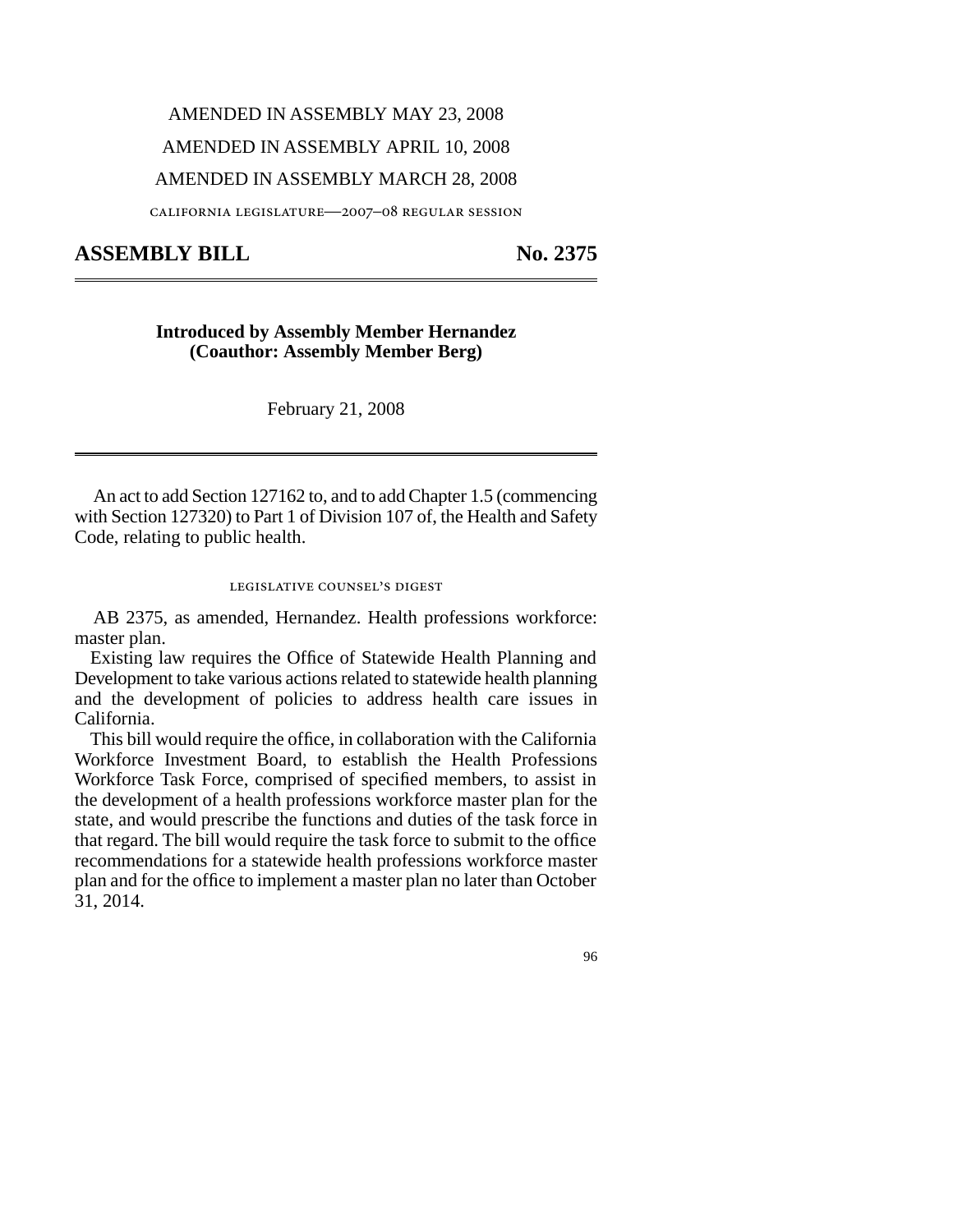AMENDED IN ASSEMBLY MAY 23, 2008

AMENDED IN ASSEMBLY APRIL 10, 2008

AMENDED IN ASSEMBLY MARCH 28, 2008

california legislature—2007–08 regular session

# ASSEMBLY BILL No. 2375

**Introduced by Assembly Member Hernandez**
**(Coauthor: Assembly Member Berg)**

February 21, 2008

An act to add Section 127162 to, and to add Chapter 1.5 (commencing with Section 127320) to Part 1 of Division 107 of, the Health and Safety Code, relating to public health.

legislative counsel's digest

AB 2375, as amended, Hernandez. Health professions workforce: master plan.

Existing law requires the Office of Statewide Health Planning and Development to take various actions related to statewide health planning and the development of policies to address health care issues in California.

This bill would require the office, in collaboration with the California Workforce Investment Board, to establish the Health Professions Workforce Task Force, comprised of specified members, to assist in the development of a health professions workforce master plan for the state, and would prescribe the functions and duties of the task force in that regard. The bill would require the task force to submit to the office recommendations for a statewide health professions workforce master plan and for the office to implement a master plan no later than October 31, 2014.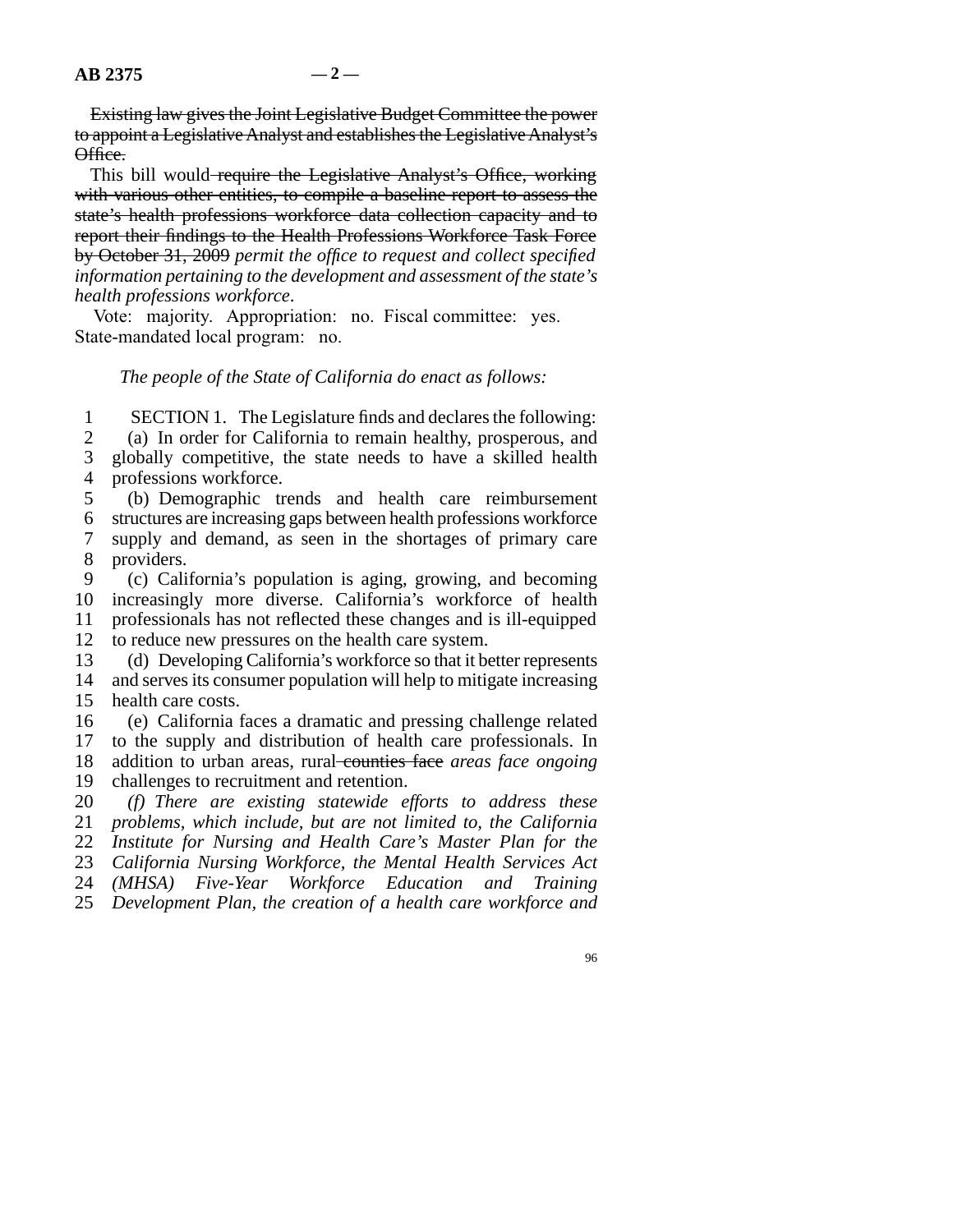~~Existing law gives the Joint Legislative Budget Committee the power to appoint a Legislative Analyst and establishes the Legislative Analyst's Office.~~

This bill would ~~require the Legislative Analyst's Office, working with various other entities, to compile a baseline report to assess the state's health professions workforce data collection capacity and to report their findings to the Health Professions Workforce Task Force by October 31, 2009~~ *permit the office to request and collect specified information pertaining to the development and assessment of the state's health professions workforce*.

Vote: majority. Appropriation: no. Fiscal committee: yes. State-mandated local program: no.

*The people of the State of California do enact as follows:*

1 SECTION 1. The Legislature finds and declares the following:
2 (a) In order for California to remain healthy, prosperous, and
3 globally competitive, the state needs to have a skilled health
4 professions workforce.
5 (b) Demographic trends and health care reimbursement
6 structures are increasing gaps between health professions workforce
7 supply and demand, as seen in the shortages of primary care
8 providers.
9 (c) California's population is aging, growing, and becoming
10 increasingly more diverse. California's workforce of health
11 professionals has not reflected these changes and is ill-equipped
12 to reduce new pressures on the health care system.
13 (d) Developing California's workforce so that it better represents
14 and serves its consumer population will help to mitigate increasing
15 health care costs.
16 (e) California faces a dramatic and pressing challenge related
17 to the supply and distribution of health care professionals. In
18 addition to urban areas, rural ~~counties face~~ *areas face ongoing*
19 challenges to recruitment and retention.
20 *(f) There are existing statewide efforts to address these*
21 *problems, which include, but are not limited to, the California*
22 *Institute for Nursing and Health Care's Master Plan for the*
23 *California Nursing Workforce, the Mental Health Services Act*
24 *(MHSA) Five-Year Workforce Education and Training*
25 *Development Plan, the creation of a health care workforce and*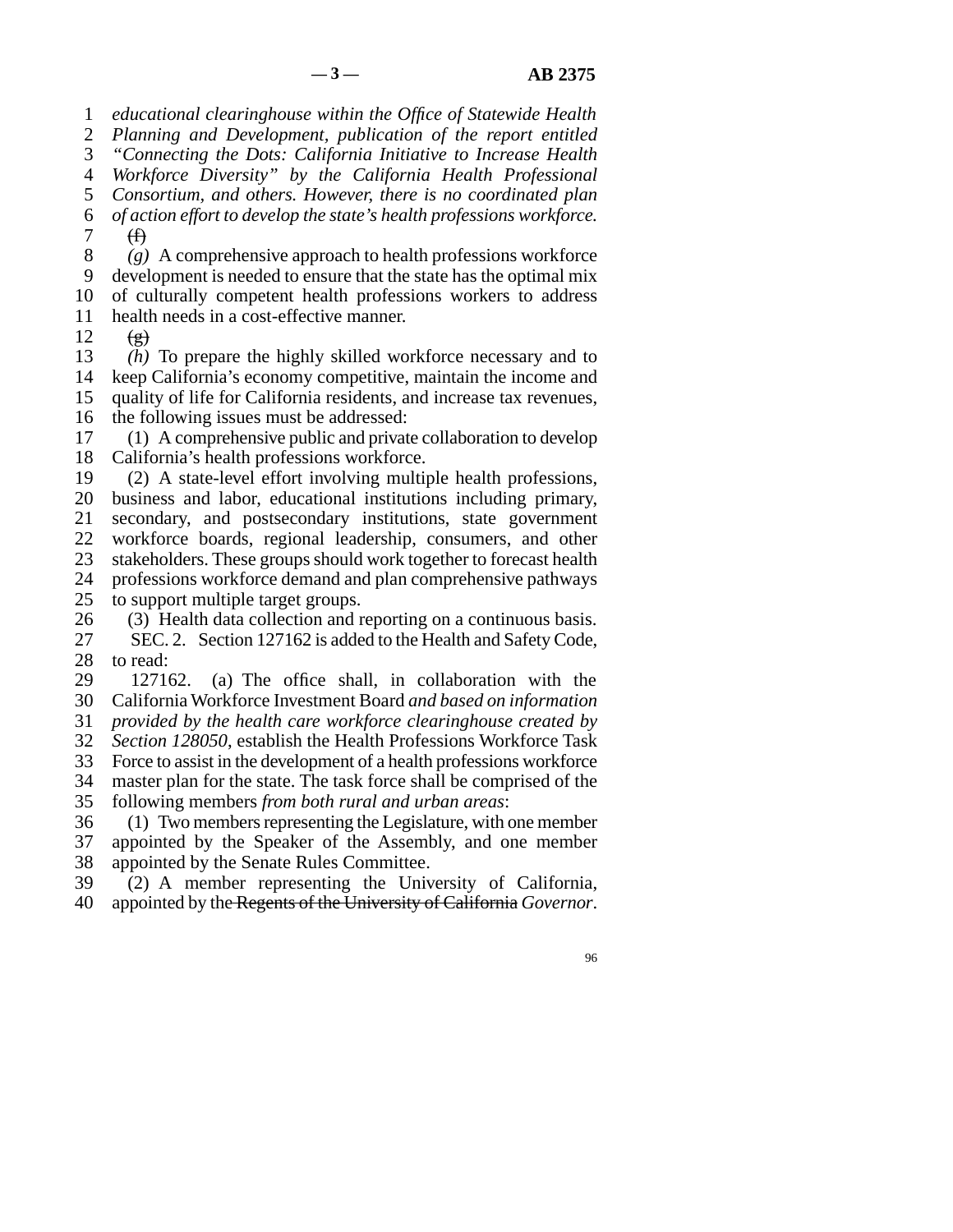*educational clearinghouse within the Office of Statewide Health Planning and Development, publication of the report entitled "Connecting the Dots: California Initiative to Increase Health Workforce Diversity" by the California Health Professional Consortium, and others. However, there is no coordinated plan of action effort to develop the state's health professions workforce.*

~~(f)~~

*(g)* A comprehensive approach to health professions workforce development is needed to ensure that the state has the optimal mix of culturally competent health professions workers to address health needs in a cost-effective manner.

~~(g)~~

*(h)* To prepare the highly skilled workforce necessary and to keep California's economy competitive, maintain the income and quality of life for California residents, and increase tax revenues, the following issues must be addressed:

(1) A comprehensive public and private collaboration to develop California's health professions workforce.

(2) A state-level effort involving multiple health professions, business and labor, educational institutions including primary, secondary, and postsecondary institutions, state government workforce boards, regional leadership, consumers, and other stakeholders. These groups should work together to forecast health professions workforce demand and plan comprehensive pathways to support multiple target groups.

(3) Health data collection and reporting on a continuous basis.

SEC. 2. Section 127162 is added to the Health and Safety Code, to read:

127162. (a) The office shall, in collaboration with the California Workforce Investment Board *and based on information provided by the health care workforce clearinghouse created by Section 128050*, establish the Health Professions Workforce Task Force to assist in the development of a health professions workforce master plan for the state. The task force shall be comprised of the following members *from both rural and urban areas*:

(1) Two members representing the Legislature, with one member appointed by the Speaker of the Assembly, and one member appointed by the Senate Rules Committee.

(2) A member representing the University of California, appointed by the ~~Regents of the University of California~~ *Governor*.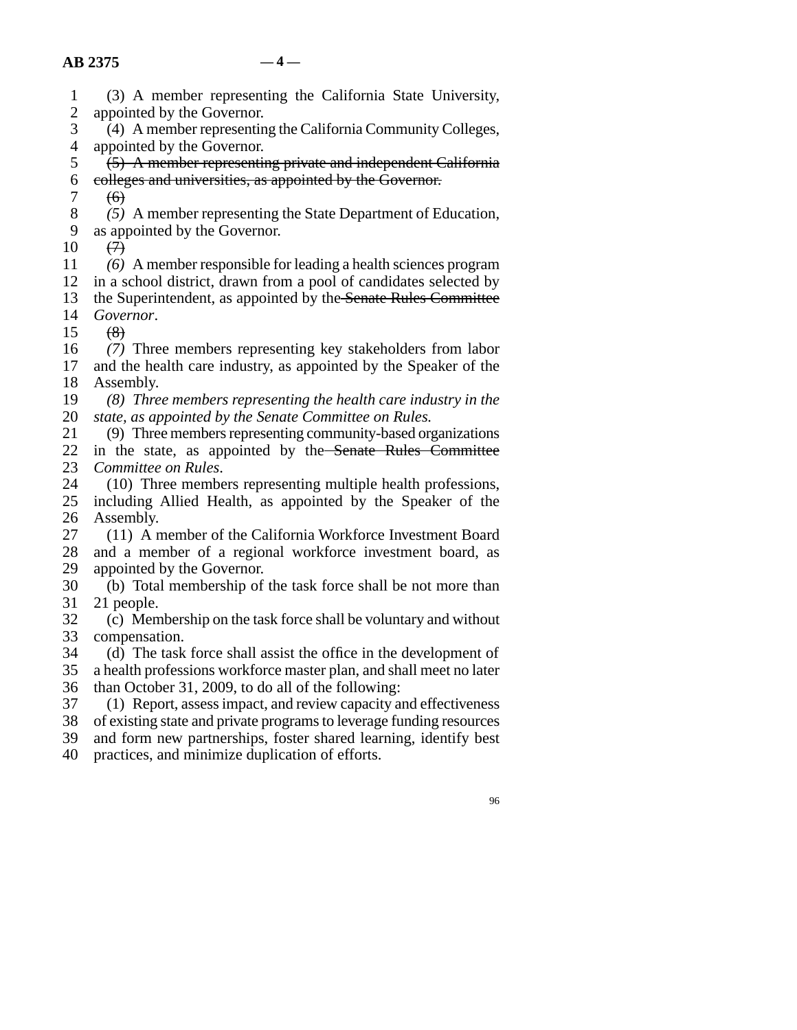(3) A member representing the California State University, appointed by the Governor.

(4) A member representing the California Community Colleges, appointed by the Governor.

~~(5) A member representing private and independent California colleges and universities, as appointed by the Governor.~~

~~(6)~~

*(5)* A member representing the State Department of Education, as appointed by the Governor.

~~(7)~~

*(6)* A member responsible for leading a health sciences program in a school district, drawn from a pool of candidates selected by the Superintendent, as appointed by the ~~Senate Rules Committee~~ *Governor*.

~~(8)~~

*(7)* Three members representing key stakeholders from labor and the health care industry, as appointed by the Speaker of the Assembly.

*(8) Three members representing the health care industry in the state, as appointed by the Senate Committee on Rules.*

(9) Three members representing community-based organizations in the state, as appointed by the ~~Senate Rules Committee~~ *Committee on Rules*.

(10) Three members representing multiple health professions, including Allied Health, as appointed by the Speaker of the Assembly.

(11) A member of the California Workforce Investment Board and a member of a regional workforce investment board, as appointed by the Governor.

(b) Total membership of the task force shall be not more than 21 people.

(c) Membership on the task force shall be voluntary and without compensation.

(d) The task force shall assist the office in the development of a health professions workforce master plan, and shall meet no later than October 31, 2009, to do all of the following:

(1) Report, assess impact, and review capacity and effectiveness of existing state and private programs to leverage funding resources and form new partnerships, foster shared learning, identify best practices, and minimize duplication of efforts.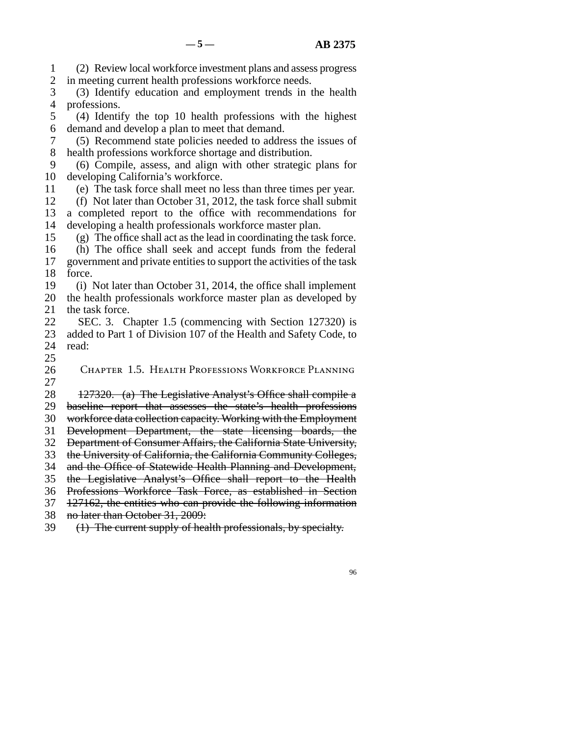(2) Review local workforce investment plans and assess progress in meeting current health professions workforce needs.

(3) Identify education and employment trends in the health professions.

(4) Identify the top 10 health professions with the highest demand and develop a plan to meet that demand.

(5) Recommend state policies needed to address the issues of health professions workforce shortage and distribution.

(6) Compile, assess, and align with other strategic plans for developing California's workforce.

(e) The task force shall meet no less than three times per year.

(f) Not later than October 31, 2012, the task force shall submit a completed report to the office with recommendations for developing a health professionals workforce master plan.

(g) The office shall act as the lead in coordinating the task force.

(h) The office shall seek and accept funds from the federal government and private entities to support the activities of the task force.

(i) Not later than October 31, 2014, the office shall implement the health professionals workforce master plan as developed by the task force.

SEC. 3. Chapter 1.5 (commencing with Section 127320) is added to Part 1 of Division 107 of the Health and Safety Code, to read:

## Chapter 1.5. Health Professions Workforce Planning

~~127320. (a) The Legislative Analyst's Office shall compile a baseline report that assesses the state's health professions workforce data collection capacity. Working with the Employment Development Department, the state licensing boards, the Department of Consumer Affairs, the California State University, the University of California, the California Community Colleges, and the Office of Statewide Health Planning and Development, the Legislative Analyst's Office shall report to the Health Professions Workforce Task Force, as established in Section 127162, the entities who can provide the following information no later than October 31, 2009:~~

~~(1) The current supply of health professionals, by specialty.~~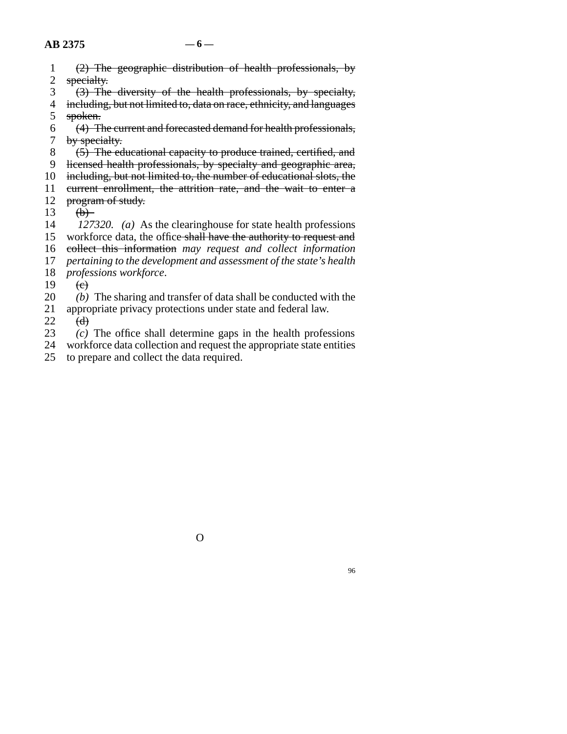~~(2) The geographic distribution of health professionals, by specialty.~~

~~(3) The diversity of the health professionals, by specialty, including, but not limited to, data on race, ethnicity, and languages spoken.~~

~~(4) The current and forecasted demand for health professionals, by specialty.~~

~~(5) The educational capacity to produce trained, certified, and licensed health professionals, by specialty and geographic area, including, but not limited to, the number of educational slots, the current enrollment, the attrition rate, and the wait to enter a program of study.~~

~~(b)~~

*127320.* *(a)* As the clearinghouse for state health professions workforce data, the office ~~shall have the authority to request and collect this information~~ *may request and collect information pertaining to the development and assessment of the state's health professions workforce*.

~~(c)~~

*(b)* The sharing and transfer of data shall be conducted with the appropriate privacy protections under state and federal law.

~~(d)~~

*(c)* The office shall determine gaps in the health professions workforce data collection and request the appropriate state entities to prepare and collect the data required.

O